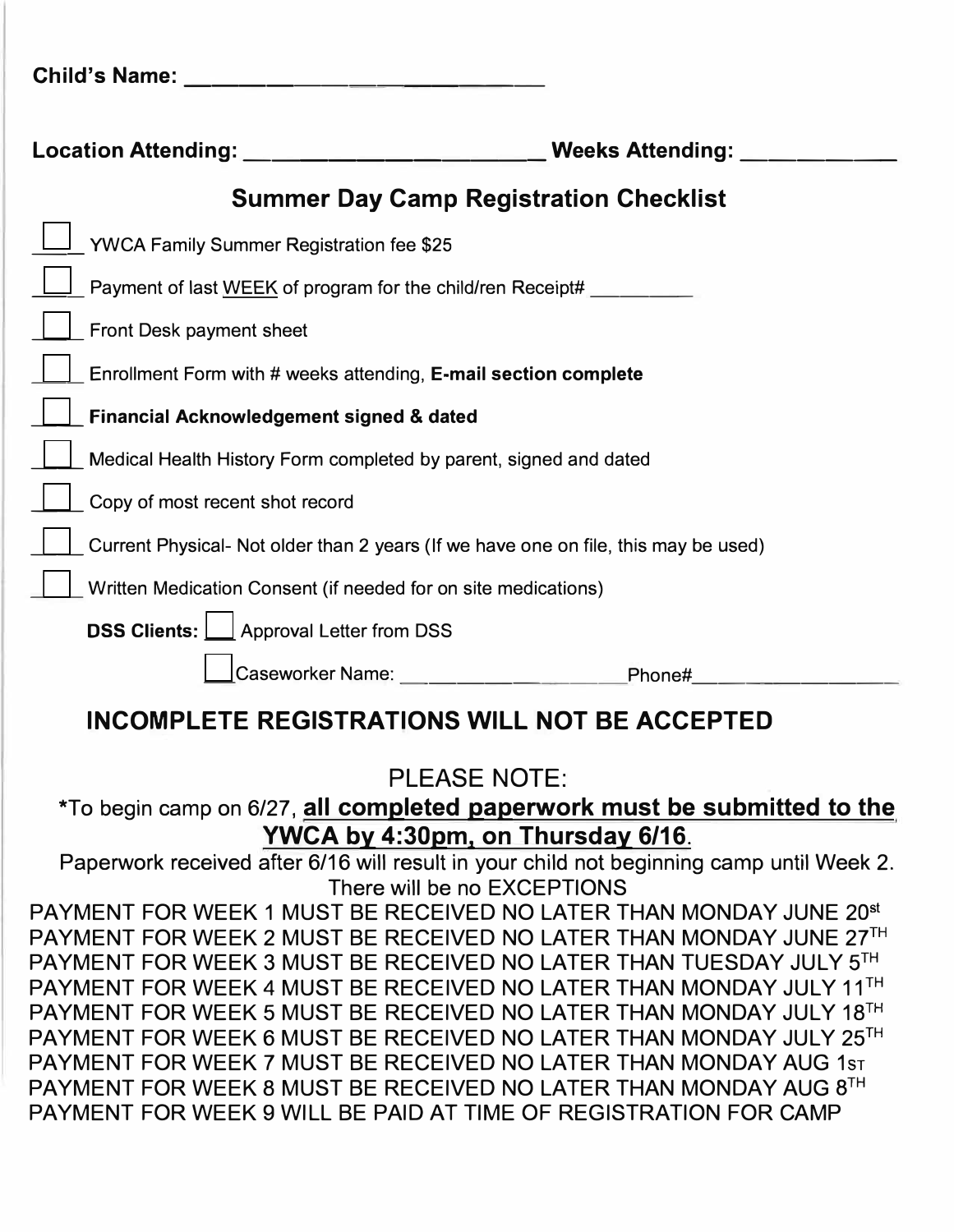**Child's Name: ______________________________**

**Location Attending: ______________________ Weeks Attending: ____________**

## Summer Day Camp Registration Checklist

- ☐ YWCA Family Summer Registration fee $25
- ☐ Payment of last WEEK of program for the child/ren Receipt# __________
- ☐ Front Desk payment sheet
- ☐ Enrollment Form with # weeks attending, **E-mail section complete**
- ☐ **Financial Acknowledgement signed & dated**
- ☐ Medical Health History Form completed by parent, signed and dated
- ☐ Copy of most recent shot record
- ☐ Current Physical- Not older than 2 years (If we have one on file, this may be used)
- ☐ Written Medication Consent (if needed for on site medications)

**DSS Clients:** ☐ Approval Letter from DSS

☐ Caseworker Name: ____________________ Phone#__________________

## INCOMPLETE REGISTRATIONS WILL NOT BE ACCEPTED

PLEASE NOTE:

*To begin camp on 6/27, **all completed paperwork must be submitted to the YWCA by 4:30pm, on Thursday 6/16**.

Paperwork received after 6/16 will result in your child not beginning camp until Week 2. There will be no EXCEPTIONS

PAYMENT FOR WEEK 1 MUST BE RECEIVED NO LATER THAN MONDAY JUNE 20st
PAYMENT FOR WEEK 2 MUST BE RECEIVED NO LATER THAN MONDAY JUNE 27TH
PAYMENT FOR WEEK 3 MUST BE RECEIVED NO LATER THAN TUESDAY JULY 5TH
PAYMENT FOR WEEK 4 MUST BE RECEIVED NO LATER THAN MONDAY JULY 11TH
PAYMENT FOR WEEK 5 MUST BE RECEIVED NO LATER THAN MONDAY JULY 18TH
PAYMENT FOR WEEK 6 MUST BE RECEIVED NO LATER THAN MONDAY JULY 25TH
PAYMENT FOR WEEK 7 MUST BE RECEIVED NO LATER THAN MONDAY AUG 1ST
PAYMENT FOR WEEK 8 MUST BE RECEIVED NO LATER THAN MONDAY AUG 8TH
PAYMENT FOR WEEK 9 WILL BE PAID AT TIME OF REGISTRATION FOR CAMP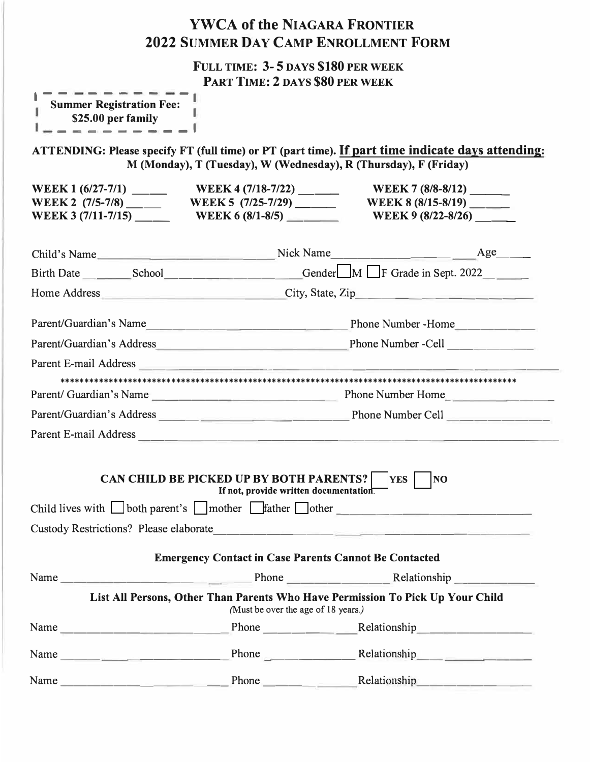# YWCA of the NIAGARA FRONTIER
## 2022 SUMMER DAY CAMP ENROLLMENT FORM

**FULL TIME: 3- 5 DAYS $180 PER WEEK**
**PART TIME: 2 DAYS $80 PER WEEK**

**Summer Registration Fee: $25.00 per family**

**ATTENDING: Please specify FT (full time) or PT (part time). If part time indicate days attending: M (Monday), T (Tuesday), W (Wednesday), R (Thursday), F (Friday)**

**WEEK 1 (6/27-7/1)** ______ **WEEK 4 (7/18-7/22)** ______ **WEEK 7 (8/8-8/12)** ______
**WEEK 2 (7/5-7/8)** ______ **WEEK 5 (7/25-7/29)** ______ **WEEK 8 (8/15-8/19)** ______
**WEEK 3 (7/11-7/15)** ______ **WEEK 6 (8/1-8/5)** ______ **WEEK 9 (8/22-8/26)** ______

Child's Name______________________ Nick Name______________________ Age______

Birth Date ________ School______________________ Gender ☐M ☐F Grade in Sept. 2022______

Home Address______________________ City, State, Zip______________________

Parent/Guardian's Name______________________ Phone Number -Home______________

Parent/Guardian's Address______________________ Phone Number -Cell______________

Parent E-mail Address______________________________________________

*****************************************************************************************************

Parent/ Guardian's Name______________________ Phone Number Home______________

Parent/Guardian's Address______________________ Phone Number Cell______________

Parent E-mail Address______________________________________________

**CAN CHILD BE PICKED UP BY BOTH PARENTS?** ☐**YES** ☐**NO**
**If not, provide written documentation.**

Child lives with ☐ both parent's ☐ mother ☐ father ☐ other ______________________

Custody Restrictions? Please elaborate______________________________________________

**Emergency Contact in Case Parents Cannot Be Contacted**

Name ______________________ Phone ______________ Relationship ______________

**List All Persons, Other Than Parents Who Have Permission To Pick Up Your Child**
*(Must be over the age of 18 years.)*

Name ______________________ Phone ______________ Relationship______________

Name ______________________ Phone ______________ Relationship______________

Name ______________________ Phone ______________ Relationship______________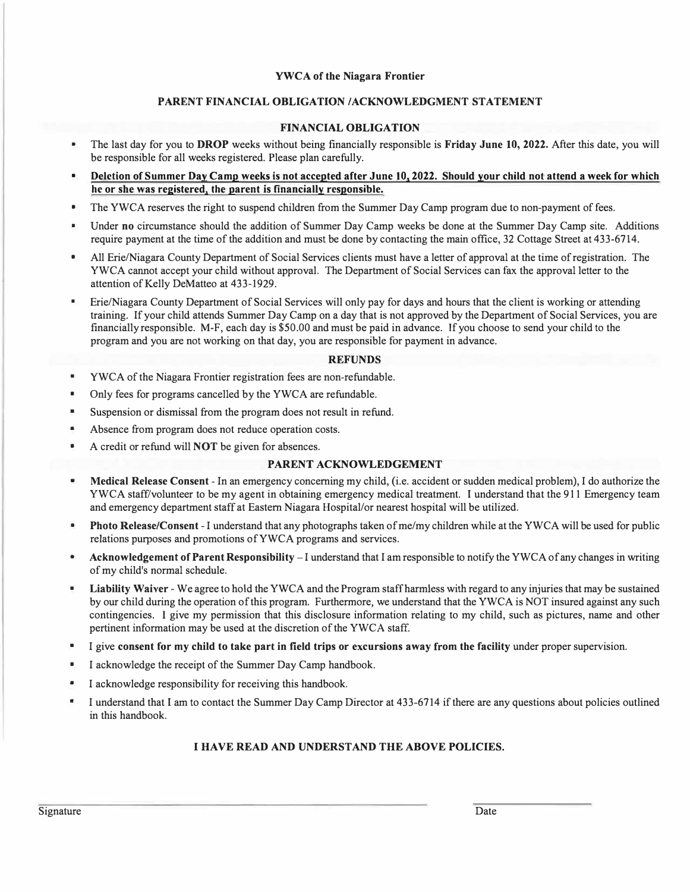**YWCA of the Niagara Frontier**

**PARENT FINANCIAL OBLIGATION /ACKNOWLEDGMENT STATEMENT**

## FINANCIAL OBLIGATION

- The last day for you to **DROP** weeks without being financially responsible is **Friday June 10, 2022.** After this date, you will be responsible for all weeks registered. Please plan carefully.
- **Deletion of Summer Day Camp weeks is not accepted after June 10, 2022. Should your child not attend a week for which he or she was registered, the parent is financially responsible.**
- The YWCA reserves the right to suspend children from the Summer Day Camp program due to non-payment of fees.
- Under **no** circumstance should the addition of Summer Day Camp weeks be done at the Summer Day Camp site. Additions require payment at the time of the addition and must be done by contacting the main office, 32 Cottage Street at 433-6714.
- All Erie/Niagara County Department of Social Services clients must have a letter of approval at the time of registration. The YWCA cannot accept your child without approval. The Department of Social Services can fax the approval letter to the attention of Kelly DeMatteo at 433-1929.
- Erie/Niagara County Department of Social Services will only pay for days and hours that the client is working or attending training. If your child attends Summer Day Camp on a day that is not approved by the Department of Social Services, you are financially responsible. M-F, each day is $50.00 and must be paid in advance. If you choose to send your child to the program and you are not working on that day, you are responsible for payment in advance.

## REFUNDS

- YWCA of the Niagara Frontier registration fees are non-refundable.
- Only fees for programs cancelled by the YWCA are refundable.
- Suspension or dismissal from the program does not result in refund.
- Absence from program does not reduce operation costs.
- A credit or refund will **NOT** be given for absences.

## PARENT ACKNOWLEDGEMENT

- **Medical Release Consent** - In an emergency concerning my child, (i.e. accident or sudden medical problem), I do authorize the YWCA staff/volunteer to be my agent in obtaining emergency medical treatment. I understand that the 911 Emergency team and emergency department staff at Eastern Niagara Hospital/or nearest hospital will be utilized.
- **Photo Release/Consent** - I understand that any photographs taken of me/my children while at the YWCA will be used for public relations purposes and promotions of YWCA programs and services.
- **Acknowledgement of Parent Responsibility** – I understand that I am responsible to notify the YWCA of any changes in writing of my child's normal schedule.
- **Liability Waiver** - We agree to hold the YWCA and the Program staff harmless with regard to any injuries that may be sustained by our child during the operation of this program. Furthermore, we understand that the YWCA is NOT insured against any such contingencies. I give my permission that this disclosure information relating to my child, such as pictures, name and other pertinent information may be used at the discretion of the YWCA staff.
- I give **consent for my child to take part in field trips or excursions away from the facility** under proper supervision.
- I acknowledge the receipt of the Summer Day Camp handbook.
- I acknowledge responsibility for receiving this handbook.
- I understand that I am to contact the Summer Day Camp Director at 433-6714 if there are any questions about policies outlined in this handbook.

**I HAVE READ AND UNDERSTAND THE ABOVE POLICIES.**

Signature ______________________________ Date ______________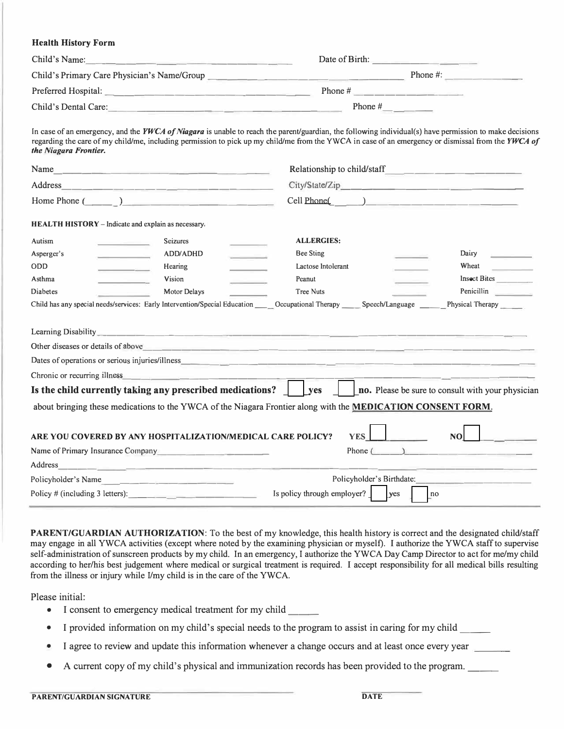**Health History Form**

Child's Name: ______________________________ Date of Birth: ______________

Child's Primary Care Physician's Name/Group ______________________________ Phone #: ______________

Preferred Hospital: ______________________________ Phone # ______________

Child's Dental Care: ______________________________ Phone # ______________

In case of an emergency, and the ***YWCA of Niagara*** is unable to reach the parent/guardian, the following individual(s) have permission to make decisions regarding the care of my child/me, including permission to pick up my child/me from the YWCA in case of an emergency or dismissal from the ***YWCA of the Niagara Frontier.***

Name ______________________________ Relationship to child/staff ______________________________

Address ______________________________ City/State/Zip ______________________________

Home Phone (______) ______________________________ Cell Phone(______) ______________________________

**HEALTH HISTORY** – Indicate and explain as necessary.

| | | | | | | | |
|---|---|---|---|---|---|---|---|
| Autism | ______ | Seizures | ______ | **ALLERGIES:** | | | |
| Asperger's | ______ | ADD/ADHD | ______ | Bee Sting | ______ | Dairy | ______ |
| ODD | ______ | Hearing | ______ | Lactose Intolerant | ______ | Wheat | ______ |
| Asthma | ______ | Vision | ______ | Peanut | ______ | Insect Bites | ______ |
| Diabetes | ______ | Motor Delays | ______ | Tree Nuts | ______ | Penicillin | ______ |

Child has any special needs/services: Early Intervention/Special Education ____ Occupational Therapy ____ Speech/Language ____ Physical Therapy ____

Learning Disability ______________________________

Other diseases or details of above ______________________________

Dates of operations or serious injuries/illness ______________________________

Chronic or recurring illness ______________________________

**Is the child currently taking any prescribed medications?** ☐ **yes** ☐ **no.** Please be sure to consult with your physician about bringing these medications to the YWCA of the Niagara Frontier along with the **MEDICATION CONSENT FORM**.

**ARE YOU COVERED BY ANY HOSPITALIZATION/MEDICAL CARE POLICY?** **YES** ☐ ______ **NO** ☐ ______

Name of Primary Insurance Company ______________________________ Phone (______) ______________________________

Address ______________________________

Policyholder's Name ______________________________ Policyholder's Birthdate: ______________________________

Policy # (including 3 letters): ______________________________ Is policy through employer? ☐ yes ☐ no

**PARENT/GUARDIAN AUTHORIZATION**: To the best of my knowledge, this health history is correct and the designated child/staff may engage in all YWCA activities (except where noted by the examining physician or myself). I authorize the YWCA staff to supervise self-administration of sunscreen products by my child. In an emergency, I authorize the YWCA Day Camp Director to act for me/my child according to her/his best judgement where medical or surgical treatment is required. I accept responsibility for all medical bills resulting from the illness or injury while I/my child is in the care of the YWCA.

Please initial:

- I consent to emergency medical treatment for my child ______
- I provided information on my child's special needs to the program to assist in caring for my child ______
- I agree to review and update this information whenever a change occurs and at least once every year ______
- A current copy of my child's physical and immunization records has been provided to the program. ______

______________________________ ______________

**PARENT/GUARDIAN SIGNATURE** **DATE**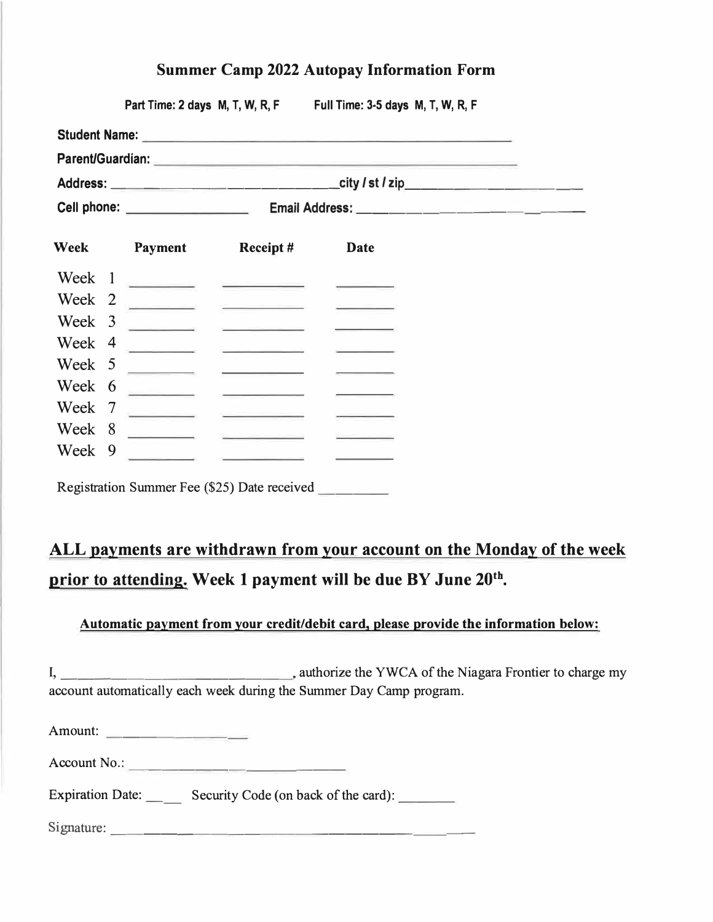# Summer Camp 2022 Autopay Information Form

**Part Time: 2 days M, T, W, R, F** **Full Time: 3-5 days M, T, W, R, F**

**Student Name:** ______________________________________________

**Parent/Guardian:** ______________________________________________

**Address:** ______________________________ **city / st / zip** ______________________

**Cell phone:** ________________ **Email Address:** ______________________________

| Week | Payment | Receipt # | Date |
|---|---|---|---|
| Week 1 | ________ | __________ | _______ |
| Week 2 | ________ | __________ | _______ |
| Week 3 | ________ | __________ | _______ |
| Week 4 | ________ | __________ | _______ |
| Week 5 | ________ | __________ | _______ |
| Week 6 | ________ | __________ | _______ |
| Week 7 | ________ | __________ | _______ |
| Week 8 | ________ | __________ | _______ |
| Week 9 | ________ | __________ | _______ |

Registration Summer Fee ($25) Date received _________

## <u>ALL payments are withdrawn from your account on the Monday of the week prior to attending.</u> Week 1 payment will be due BY June 20th.

**<u>Automatic payment from your credit/debit card, please provide the information below:</u>**

I, ______________________________, authorize the YWCA of the Niagara Frontier to charge my account automatically each week during the Summer Day Camp program.

Amount: ________________

Account No.: ____________________________

Expiration Date: ____ Security Code (on back of the card): ________

Signature: ______________________________________________